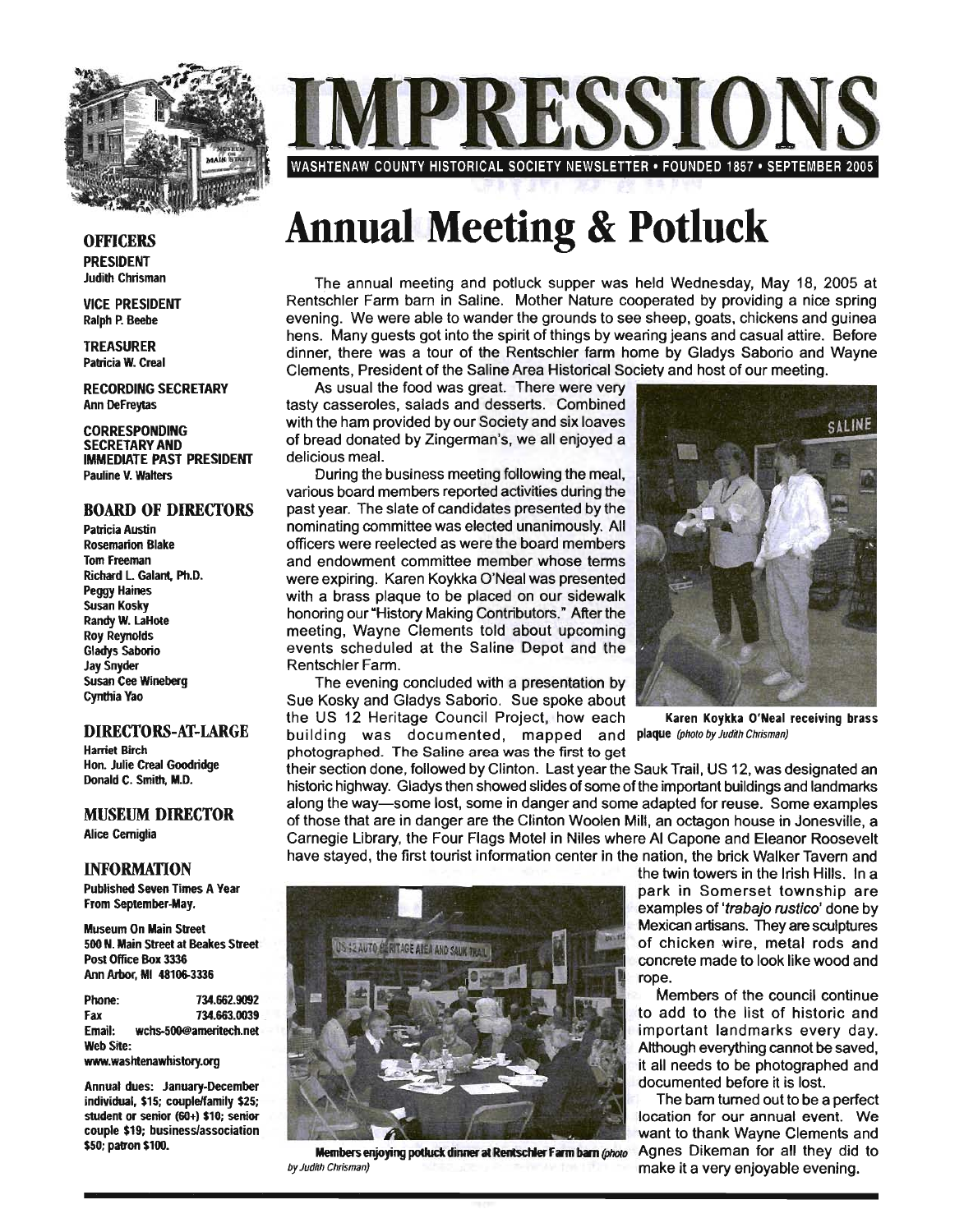# IMPRESSIONS

WASHTENAW COUNTY HISTORICAL SOCIETY NEWSLETTER • FOUNDED 1857 • SEPTEMBER 2005

## OFFICERS

**PRESIDENT**
Judith Chrisman

**VICE PRESIDENT**
Ralph P. Beebe

**TREASURER**
Patricia W. Creal

**RECORDING SECRETARY**
Ann DeFreytas

**CORRESPONDING SECRETARY AND IMMEDIATE PAST PRESIDENT**
Pauline V. Walters

## BOARD OF DIRECTORS

Patricia Austin
Rosemarion Blake
Tom Freeman
Richard L. Galant, Ph.D.
Peggy Haines
Susan Kosky
Randy W. LaHote
Roy Reynolds
Gladys Saborio
Jay Snyder
Susan Cee Wineberg
Cynthia Yao

## DIRECTORS-AT-LARGE

Harriet Birch
Hon. Julie Creal Goodridge
Donald C. Smith, M.D.

## MUSEUM DIRECTOR

Alice Cerniglia

## INFORMATION

Published Seven Times A Year From September-May.

Museum On Main Street
500 N. Main Street at Beakes Street
Post Office Box 3336
Ann Arbor, MI 48106-3336

Phone: 734.662.9092
Fax 734.663.0039
Email: wchs-500@ameritech.net
Web Site:
www.washtenawhistory.org

Annual dues: January-December individual, $15; couple/family $25; student or senior (60+) $10; senior couple $19; business/association $50; patron $100.

# Annual Meeting & Potluck

The annual meeting and potluck supper was held Wednesday, May 18, 2005 at Rentschler Farm barn in Saline. Mother Nature cooperated by providing a nice spring evening. We were able to wander the grounds to see sheep, goats, chickens and guinea hens. Many guests got into the spirit of things by wearing jeans and casual attire. Before dinner, there was a tour of the Rentschler farm home by Gladys Saborio and Wayne Clements, President of the Saline Area Historical Society and host of our meeting.

As usual the food was great. There were very tasty casseroles, salads and desserts. Combined with the ham provided by our Society and six loaves of bread donated by Zingerman's, we all enjoyed a delicious meal.

During the business meeting following the meal, various board members reported activities during the past year. The slate of candidates presented by the nominating committee was elected unanimously. All officers were reelected as were the board members and endowment committee member whose terms were expiring. Karen Koykka O'Neal was presented with a brass plaque to be placed on our sidewalk honoring our "History Making Contributors." After the meeting, Wayne Clements told about upcoming events scheduled at the Saline Depot and the Rentschler Farm.

Karen Koykka O'Neal receiving brass plaque *(photo by Judith Chrisman)*

The evening concluded with a presentation by Sue Kosky and Gladys Saborio. Sue spoke about the US 12 Heritage Council Project, how each building was documented, mapped and photographed. The Saline area was the first to get their section done, followed by Clinton. Last year the Sauk Trail, US 12, was designated an historic highway. Gladys then showed slides of some of the important buildings and landmarks along the way—some lost, some in danger and some adapted for reuse. Some examples of those that are in danger are the Clinton Woolen Mill, an octagon house in Jonesville, a Carnegie Library, the Four Flags Motel in Niles where Al Capone and Eleanor Roosevelt have stayed, the first tourist information center in the nation, the brick Walker Tavern and the twin towers in the Irish Hills. In a park in Somerset township are examples of '*trabajo rustico*' done by Mexican artisans. They are sculptures of chicken wire, metal rods and concrete made to look like wood and rope.

Members of the council continue to add to the list of historic and important landmarks every day. Although everything cannot be saved, it all needs to be photographed and documented before it is lost.

Members enjoying potluck dinner at Rentschler Farm barn *(photo by Judith Chrisman)*

The barn turned out to be a perfect location for our annual event. We want to thank Wayne Clements and Agnes Dikeman for all they did to make it a very enjoyable evening.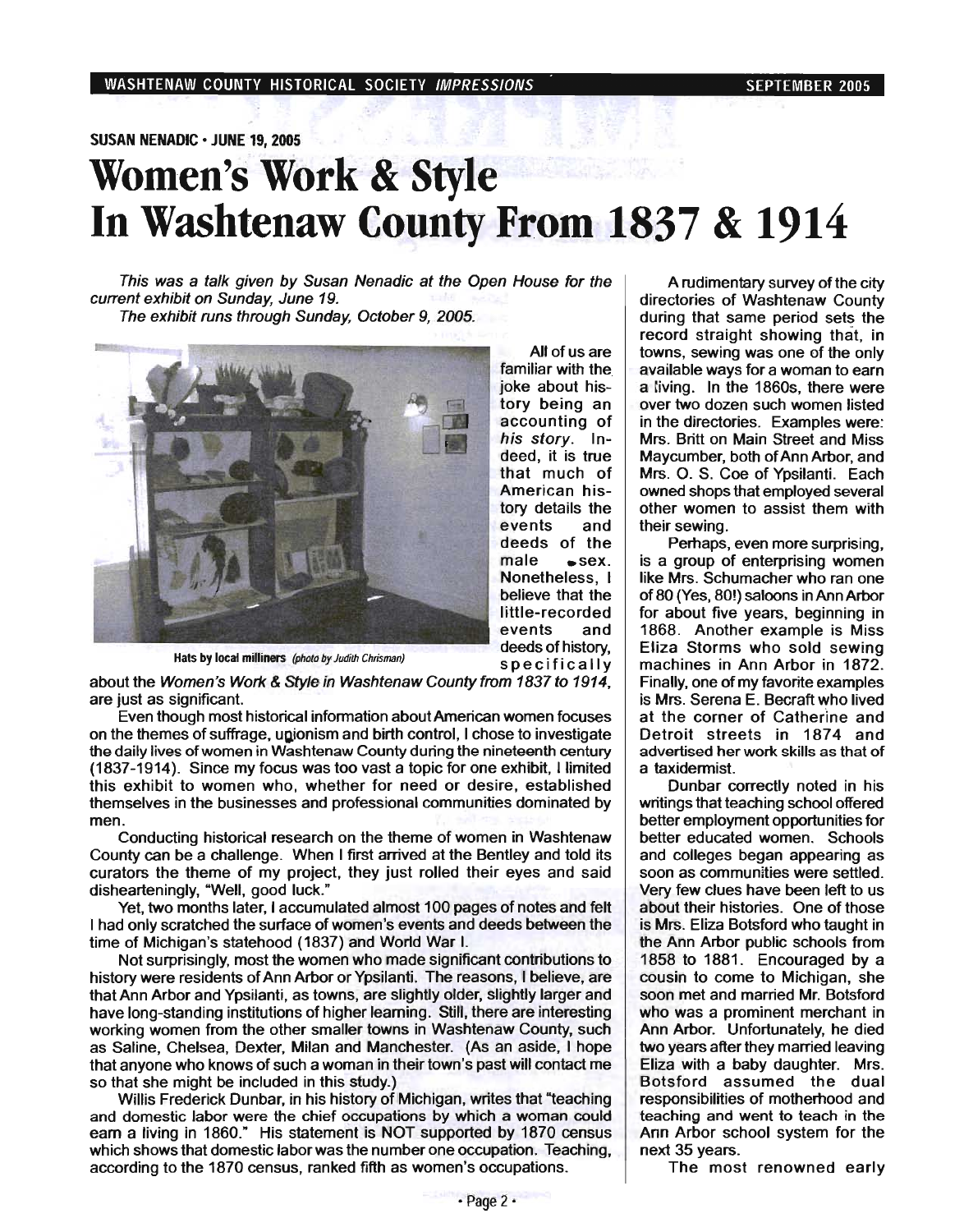SUSAN NENADIC • JUNE 19, 2005

# Women's Work & Style In Washtenaw County From 1837 & 1914

*This was a talk given by Susan Nenadic at the Open House for the current exhibit on Sunday, June 19.*

*The exhibit runs through Sunday, October 9, 2005.*

**Hats by local milliners** *(photo by Judith Chrisman)*

All of us are familiar with the joke about history being an accounting of *his story*. Indeed, it is true that much of American history details the events and deeds of the male sex. Nonetheless, I believe that the little-recorded events and deeds of history, specifically about the *Women's Work & Style in Washtenaw County from 1837 to 1914*, are just as significant.

Even though most historical information about American women focuses on the themes of suffrage, unionism and birth control, I chose to investigate the daily lives of women in Washtenaw County during the nineteenth century (1837-1914). Since my focus was too vast a topic for one exhibit, I limited this exhibit to women who, whether for need or desire, established themselves in the businesses and professional communities dominated by men.

Conducting historical research on the theme of women in Washtenaw County can be a challenge. When I first arrived at the Bentley and told its curators the theme of my project, they just rolled their eyes and said dishearteningly, "Well, good luck."

Yet, two months later, I accumulated almost 100 pages of notes and felt I had only scratched the surface of women's events and deeds between the time of Michigan's statehood (1837) and World War I.

Not surprisingly, most the women who made significant contributions to history were residents of Ann Arbor or Ypsilanti. The reasons, I believe, are that Ann Arbor and Ypsilanti, as towns, are slightly older, slightly larger and have long-standing institutions of higher learning. Still, there are interesting working women from the other smaller towns in Washtenaw County, such as Saline, Chelsea, Dexter, Milan and Manchester. (As an aside, I hope that anyone who knows of such a woman in their town's past will contact me so that she might be included in this study.)

Willis Frederick Dunbar, in his history of Michigan, writes that "teaching and domestic labor were the chief occupations by which a woman could earn a living in 1860." His statement is NOT supported by 1870 census which shows that domestic labor was the number one occupation. Teaching, according to the 1870 census, ranked fifth as women's occupations.

A rudimentary survey of the city directories of Washtenaw County during that same period sets the record straight showing that, in towns, sewing was one of the only available ways for a woman to earn a living. In the 1860s, there were over two dozen such women listed in the directories. Examples were: Mrs. Britt on Main Street and Miss Maycumber, both of Ann Arbor, and Mrs. O. S. Coe of Ypsilanti. Each owned shops that employed several other women to assist them with their sewing.

Perhaps, even more surprising, is a group of enterprising women like Mrs. Schumacher who ran one of 80 (Yes, 80!) saloons in Ann Arbor for about five years, beginning in 1868. Another example is Miss Eliza Storms who sold sewing machines in Ann Arbor in 1872. Finally, one of my favorite examples is Mrs. Serena E. Becraft who lived at the corner of Catherine and Detroit streets in 1874 and advertised her work skills as that of a taxidermist.

Dunbar correctly noted in his writings that teaching school offered better employment opportunities for better educated women. Schools and colleges began appearing as soon as communities were settled. Very few clues have been left to us about their histories. One of those is Mrs. Eliza Botsford who taught in the Ann Arbor public schools from 1858 to 1881. Encouraged by a cousin to come to Michigan, she soon met and married Mr. Botsford who was a prominent merchant in Ann Arbor. Unfortunately, he died two years after they married leaving Eliza with a baby daughter. Mrs. Botsford assumed the dual responsibilities of motherhood and teaching and went to teach in the Ann Arbor school system for the next 35 years.

The most renowned early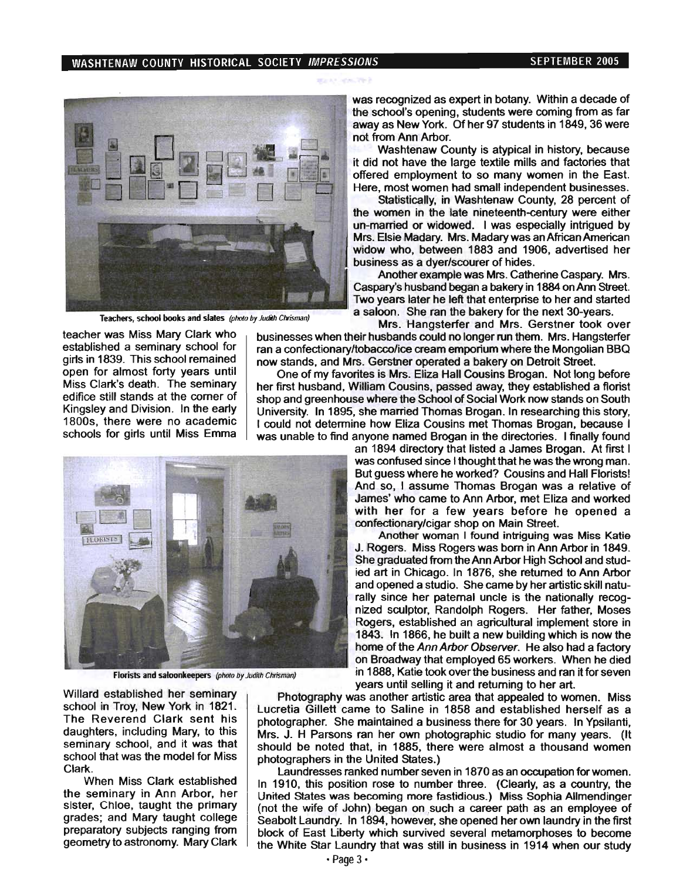Teachers, school books and slates *(photo by Judith Chrisman)*

teacher was Miss Mary Clark who established a seminary school for girls in 1839. This school remained open for almost forty years until Miss Clark's death. The seminary edifice still stands at the corner of Kingsley and Division. In the early 1800s, there were no academic schools for girls until Miss Emma Willard established her seminary school in Troy, New York in 1821. The Reverend Clark sent his daughters, including Mary, to this seminary school, and it was that school that was the model for Miss Clark.

When Miss Clark established the seminary in Ann Arbor, her sister, Chloe, taught the primary grades; and Mary taught college preparatory subjects ranging from geometry to astronomy. Mary Clark was recognized as expert in botany. Within a decade of the school's opening, students were coming from as far away as New York. Of her 97 students in 1849, 36 were not from Ann Arbor.

Washtenaw County is atypical in history, because it did not have the large textile mills and factories that offered employment to so many women in the East. Here, most women had small independent businesses.

Statistically, in Washtenaw County, 28 percent of the women in the late nineteenth-century were either un-married or widowed. I was especially intrigued by Mrs. Elsie Madary. Mrs. Madary was an African American widow who, between 1883 and 1906, advertised her business as a dyer/scourer of hides.

Another example was Mrs. Catherine Caspary. Mrs. Caspary's husband began a bakery in 1884 on Ann Street. Two years later he left that enterprise to her and started a saloon. She ran the bakery for the next 30-years.

Mrs. Hangsterfer and Mrs. Gerstner took over businesses when their husbands could no longer run them. Mrs. Hangsterfer ran a confectionary/tobacco/ice cream emporium where the Mongolian BBQ now stands, and Mrs. Gerstner operated a bakery on Detroit Street.

One of my favorites is Mrs. Eliza Hall Cousins Brogan. Not long before her first husband, William Cousins, passed away, they established a florist shop and greenhouse where the School of Social Work now stands on South University. In 1895, she married Thomas Brogan. In researching this story, I could not determine how Eliza Cousins met Thomas Brogan, because I was unable to find anyone named Brogan in the directories. I finally found an 1894 directory that listed a James Brogan. At first I was confused since I thought that he was the wrong man. But guess where he worked? Cousins and Hall Florists! And so, I assume Thomas Brogan was a relative of James' who came to Ann Arbor, met Eliza and worked with her for a few years before he opened a confectionary/cigar shop on Main Street.

Florists and saloonkeepers *(photo by Judith Chrisman)*

Another woman I found intriguing was Miss Katie J. Rogers. Miss Rogers was born in Ann Arbor in 1849. She graduated from the Ann Arbor High School and studied art in Chicago. In 1876, she returned to Ann Arbor and opened a studio. She came by her artistic skill naturally since her paternal uncle is the nationally recognized sculptor, Randolph Rogers. Her father, Moses Rogers, established an agricultural implement store in 1843. In 1866, he built a new building which is now the home of the *Ann Arbor Observer*. He also had a factory on Broadway that employed 65 workers. When he died in 1888, Katie took over the business and ran it for seven years until selling it and returning to her art.

Photography was another artistic area that appealed to women. Miss Lucretia Gillett came to Saline in 1858 and established herself as a photographer. She maintained a business there for 30 years. In Ypsilanti, Mrs. J. H Parsons ran her own photographic studio for many years. (It should be noted that, in 1885, there were almost a thousand women photographers in the United States.)

Laundresses ranked number seven in 1870 as an occupation for women. In 1910, this position rose to number three. (Clearly, as a country, the United States was becoming more fastidious.) Miss Sophia Allmendinger (not the wife of John) began on such a career path as an employee of Seabolt Laundry. In 1894, however, she opened her own laundry in the first block of East Liberty which survived several metamorphoses to become the White Star Laundry that was still in business in 1914 when our study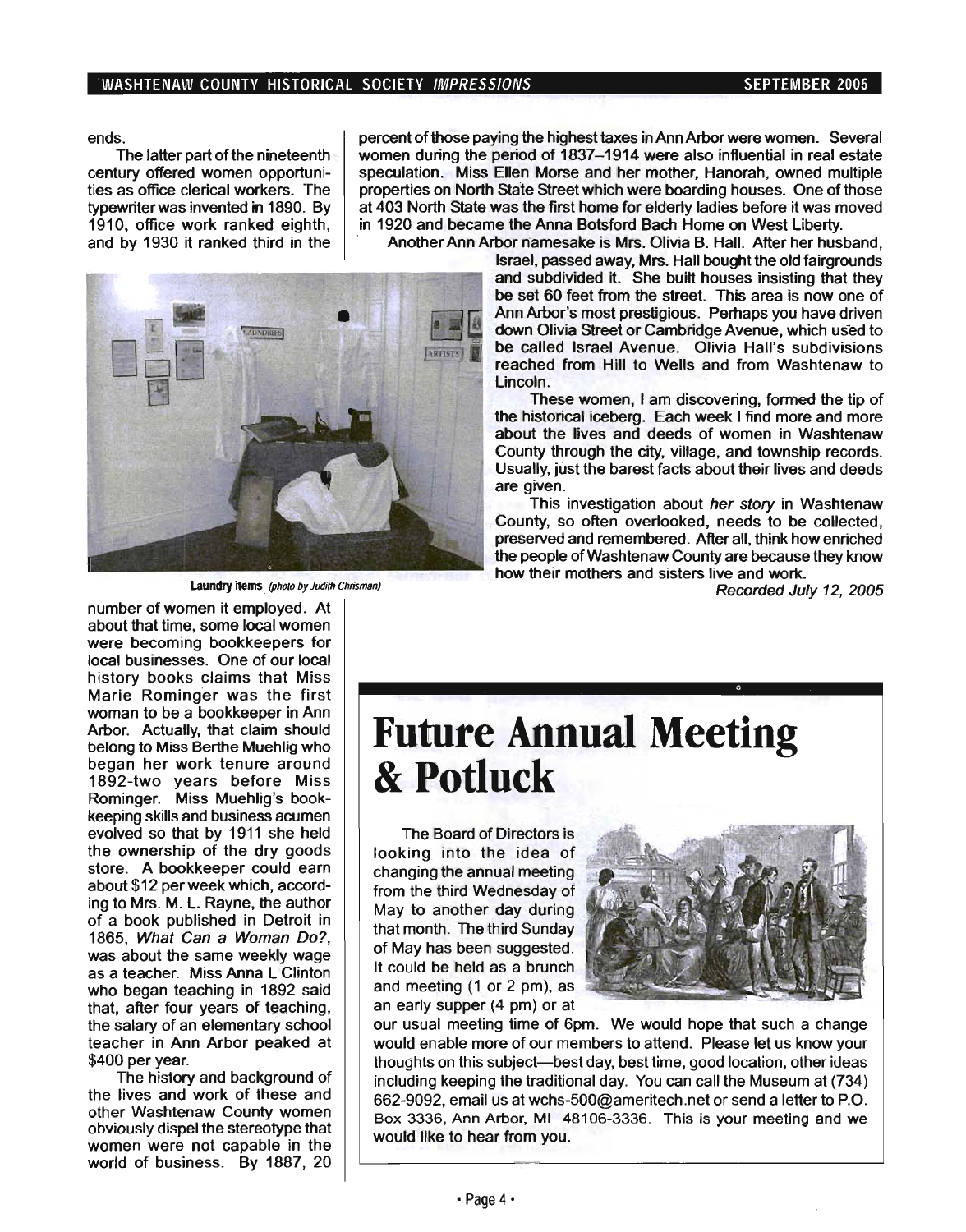ends.

The latter part of the nineteenth century offered women opportunities as office clerical workers. The typewriter was invented in 1890. By 1910, office work ranked eighth, and by 1930 it ranked third in the number of women it employed. At about that time, some local women were becoming bookkeepers for local businesses. One of our local history books claims that Miss Marie Rominger was the first woman to be a bookkeeper in Ann Arbor. Actually, that claim should belong to Miss Berthe Muehlig who began her work tenure around 1892-two years before Miss Rominger. Miss Muehlig's bookkeeping skills and business acumen evolved so that by 1911 she held the ownership of the dry goods store. A bookkeeper could earn about $12 per week which, according to Mrs. M. L. Rayne, the author of a book published in Detroit in 1865, *What Can a Woman Do?*, was about the same weekly wage as a teacher. Miss Anna L Clinton who began teaching in 1892 said that, after four years of teaching, the salary of an elementary school teacher in Ann Arbor peaked at $400 per year.

The history and background of the lives and work of these and other Washtenaw County women obviously dispel the stereotype that women were not capable in the world of business. By 1887, 20 percent of those paying the highest taxes in Ann Arbor were women. Several women during the period of 1837–1914 were also influential in real estate speculation. Miss Ellen Morse and her mother, Hanorah, owned multiple properties on North State Street which were boarding houses. One of those at 403 North State was the first home for elderly ladies before it was moved in 1920 and became the Anna Botsford Bach Home on West Liberty.

Another Ann Arbor namesake is Mrs. Olivia B. Hall. After her husband, Israel, passed away, Mrs. Hall bought the old fairgrounds and subdivided it. She built houses insisting that they be set 60 feet from the street. This area is now one of Ann Arbor's most prestigious. Perhaps you have driven down Olivia Street or Cambridge Avenue, which used to be called Israel Avenue. Olivia Hall's subdivisions reached from Hill to Wells and from Washtenaw to Lincoln.

These women, I am discovering, formed the tip of the historical iceberg. Each week I find more and more about the lives and deeds of women in Washtenaw County through the city, village, and township records. Usually, just the barest facts about their lives and deeds are given.

This investigation about *her story* in Washtenaw County, so often overlooked, needs to be collected, preserved and remembered. After all, think how enriched the people of Washtenaw County are because they know how their mothers and sisters live and work.

*Recorded July 12, 2005*

**Laundry items** *(photo by Judith Chrisman)*

# Future Annual Meeting & Potluck

The Board of Directors is looking into the idea of changing the annual meeting from the third Wednesday of May to another day during that month. The third Sunday of May has been suggested. It could be held as a brunch and meeting (1 or 2 pm), as an early supper (4 pm) or at our usual meeting time of 6pm. We would hope that such a change would enable more of our members to attend. Please let us know your thoughts on this subject—best day, best time, good location, other ideas including keeping the traditional day. You can call the Museum at (734) 662-9092, email us at wchs-500@ameritech.net or send a letter to P.O. Box 3336, Ann Arbor, MI 48106-3336. This is your meeting and we would like to hear from you.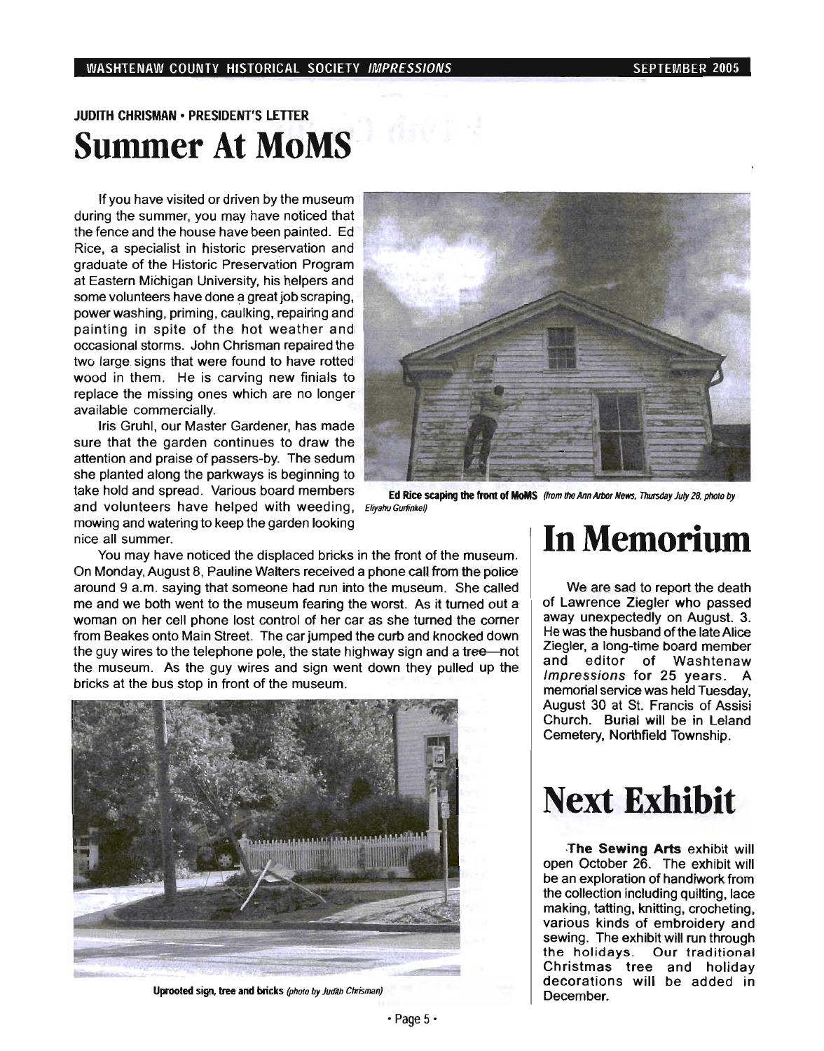JUDITH CHRISMAN • PRESIDENT'S LETTER

# Summer At MoMS

If you have visited or driven by the museum during the summer, you may have noticed that the fence and the house have been painted. Ed Rice, a specialist in historic preservation and graduate of the Historic Preservation Program at Eastern Michigan University, his helpers and some volunteers have done a great job scraping, power washing, priming, caulking, repairing and painting in spite of the hot weather and occasional storms. John Chrisman repaired the two large signs that were found to have rotted wood in them. He is carving new finials to replace the missing ones which are no longer available commercially.

Iris Gruhl, our Master Gardener, has made sure that the garden continues to draw the attention and praise of passers-by. The sedum she planted along the parkways is beginning to take hold and spread. Various board members and volunteers have helped with weeding, mowing and watering to keep the garden looking nice all summer.

**Ed Rice scaping the front of MoMS** *(from the Ann Arbor News, Thursday July 28, photo by Eliyahu Gurfinkel)*

You may have noticed the displaced bricks in the front of the museum. On Monday, August 8, Pauline Walters received a phone call from the police around 9 a.m. saying that someone had run into the museum. She called me and we both went to the museum fearing the worst. As it turned out a woman on her cell phone lost control of her car as she turned the corner from Beakes onto Main Street. The car jumped the curb and knocked down the guy wires to the telephone pole, the state highway sign and a tree—not the museum. As the guy wires and sign went down they pulled up the bricks at the bus stop in front of the museum.

**Uprooted sign, tree and bricks** *(photo by Judith Chrisman)*

# In Memorium

We are sad to report the death of Lawrence Ziegler who passed away unexpectedly on August. 3. He was the husband of the late Alice Ziegler, a long-time board member and editor of Washtenaw *Impressions* for 25 years. A memorial service was held Tuesday, August 30 at St. Francis of Assisi Church. Burial will be in Leland Cemetery, Northfield Township.

# Next Exhibit

**The Sewing Arts** exhibit will open October 26. The exhibit will be an exploration of handiwork from the collection including quilting, lace making, tatting, knitting, crocheting, various kinds of embroidery and sewing. The exhibit will run through the holidays. Our traditional Christmas tree and holiday decorations will be added in December.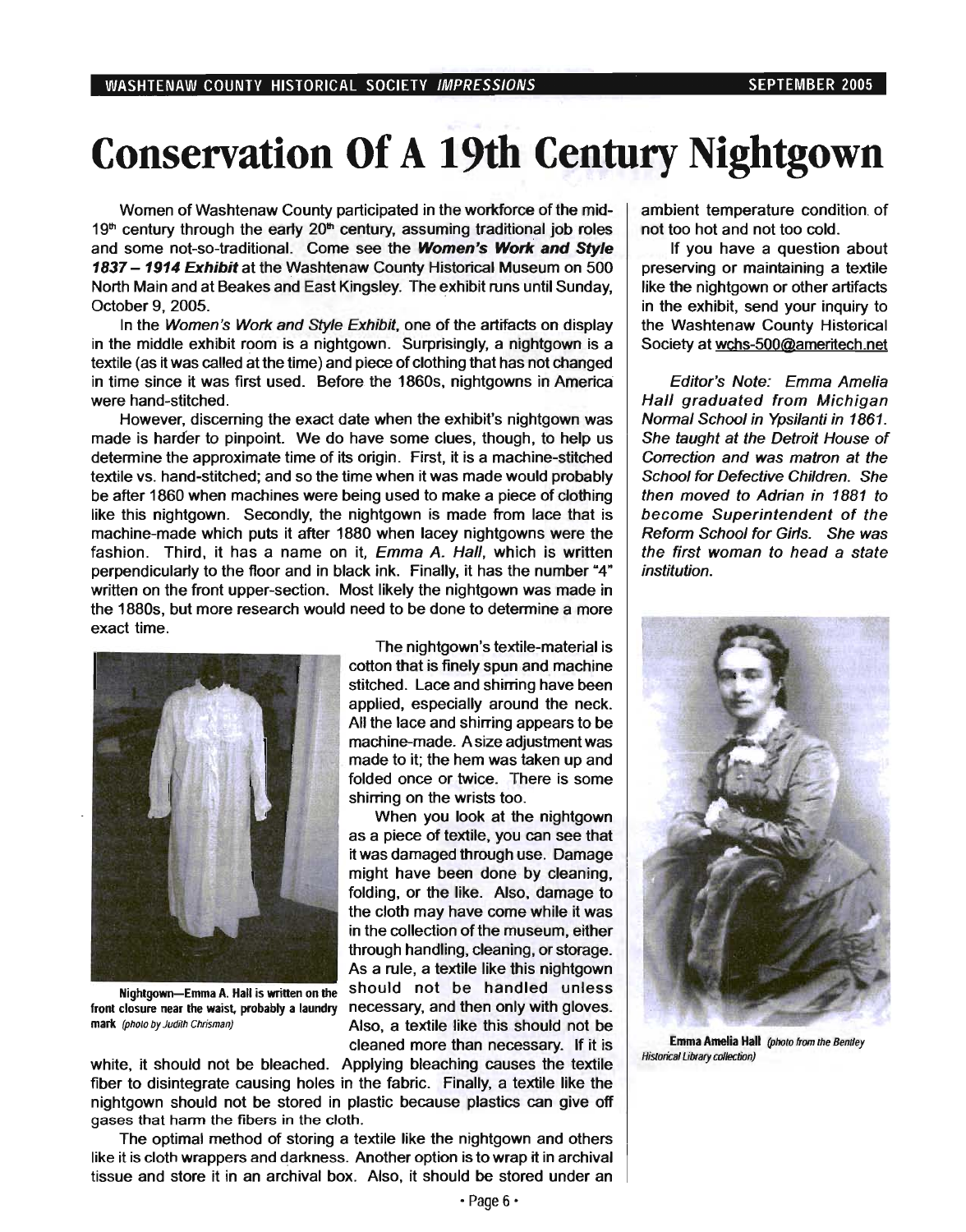# Conservation Of A 19th Century Nightgown

Women of Washtenaw County participated in the workforce of the mid-19th century through the early 20th century, assuming traditional job roles and some not-so-traditional. Come see the ***Women's Work and Style 1837 – 1914 Exhibit*** at the Washtenaw County Historical Museum on 500 North Main and at Beakes and East Kingsley. The exhibit runs until Sunday, October 9, 2005.

In the *Women's Work and Style Exhibit*, one of the artifacts on display in the middle exhibit room is a nightgown. Surprisingly, a nightgown is a textile (as it was called at the time) and piece of clothing that has not changed in time since it was first used. Before the 1860s, nightgowns in America were hand-stitched.

However, discerning the exact date when the exhibit's nightgown was made is harder to pinpoint. We do have some clues, though, to help us determine the approximate time of its origin. First, it is a machine-stitched textile vs. hand-stitched; and so the time when it was made would probably be after 1860 when machines were being used to make a piece of clothing like this nightgown. Secondly, the nightgown is made from lace that is machine-made which puts it after 1880 when lacey nightgowns were the fashion. Third, it has a name on it, *Emma A. Hall*, which is written perpendicularly to the floor and in black ink. Finally, it has the number "4" written on the front upper-section. Most likely the nightgown was made in the 1880s, but more research would need to be done to determine a more exact time.

**Nightgown—Emma A. Hall is written on the front closure near the waist, probably a laundry mark** *(photo by Judith Chrisman)*

The nightgown's textile-material is cotton that is finely spun and machine stitched. Lace and shirring have been applied, especially around the neck. All the lace and shirring appears to be machine-made. A size adjustment was made to it; the hem was taken up and folded once or twice. There is some shirring on the wrists too.

When you look at the nightgown as a piece of textile, you can see that it was damaged through use. Damage might have been done by cleaning, folding, or the like. Also, damage to the cloth may have come while it was in the collection of the museum, either through handling, cleaning, or storage. As a rule, a textile like this nightgown should not be handled unless necessary, and then only with gloves. Also, a textile like this should not be cleaned more than necessary. If it is white, it should not be bleached. Applying bleaching causes the textile fiber to disintegrate causing holes in the fabric. Finally, a textile like the nightgown should not be stored in plastic because plastics can give off gases that harm the fibers in the cloth.

The optimal method of storing a textile like the nightgown and others like it is cloth wrappers and darkness. Another option is to wrap it in archival tissue and store it in an archival box. Also, it should be stored under an ambient temperature condition of not too hot and not too cold.

If you have a question about preserving or maintaining a textile like the nightgown or other artifacts in the exhibit, send your inquiry to the Washtenaw County Historical Society at wchs-500@ameritech.net

*Editor's Note: Emma Amelia Hall graduated from Michigan Normal School in Ypsilanti in 1861. She taught at the Detroit House of Correction and was matron at the School for Defective Children. She then moved to Adrian in 1881 to become Superintendent of the Reform School for Girls. She was the first woman to head a state institution.*

**Emma Amelia Hall** *(photo from the Bentley Historical Library collection)*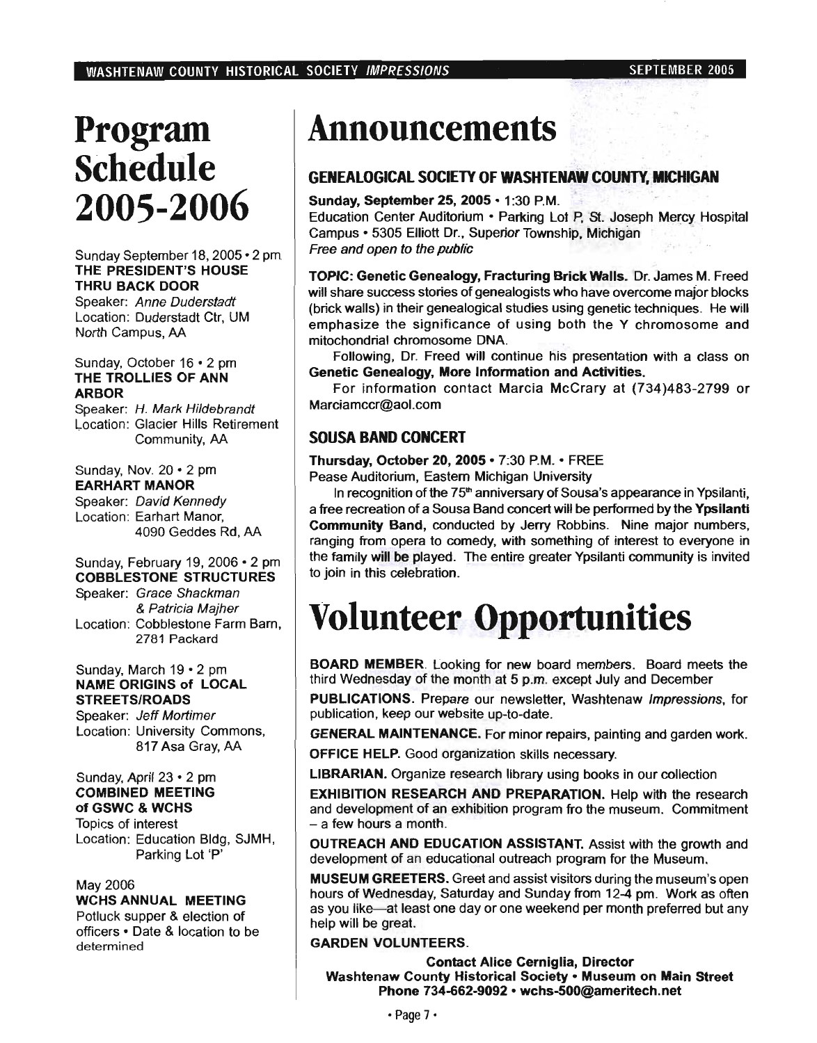# Program Schedule 2005-2006

Sunday September 18, 2005 • 2 pm
**THE PRESIDENT'S HOUSE THRU BACK DOOR**
Speaker: *Anne Duderstadt*
Location: Duderstadt Ctr, UM North Campus, AA

Sunday, October 16 • 2 pm
**THE TROLLIES OF ANN ARBOR**
Speaker: *H. Mark Hildebrandt*
Location: Glacier Hills Retirement Community, AA

Sunday, Nov. 20 • 2 pm
**EARHART MANOR**
Speaker: *David Kennedy*
Location: Earhart Manor, 4090 Geddes Rd, AA

Sunday, February 19, 2006 • 2 pm
**COBBLESTONE STRUCTURES**
Speaker: *Grace Shackman & Patricia Majher*
Location: Cobblestone Farm Barn, 2781 Packard

Sunday, March 19 • 2 pm
**NAME ORIGINS of LOCAL STREETS/ROADS**
Speaker: *Jeff Mortimer*
Location: University Commons, 817 Asa Gray, AA

Sunday, April 23 • 2 pm
**COMBINED MEETING of GSWC & WCHS**
Topics of interest
Location: Education Bldg, SJMH, Parking Lot 'P'

May 2006
**WCHS ANNUAL MEETING**
Potluck supper & election of officers • Date & location to be determined

# Announcements

## GENEALOGICAL SOCIETY OF WASHTENAW COUNTY, MICHIGAN

**Sunday, September 25, 2005** • 1:30 P.M.
Education Center Auditorium • Parking Lot P, St. Joseph Mercy Hospital Campus • 5305 Elliott Dr., Superior Township, Michigan
*Free and open to the public*

**TOPIC: Genetic Genealogy, Fracturing Brick Walls.** Dr. James M. Freed will share success stories of genealogists who have overcome major blocks (brick walls) in their genealogical studies using genetic techniques. He will emphasize the significance of using both the Y chromosome and mitochondrial chromosome DNA.

Following, Dr. Freed will continue his presentation with a class on **Genetic Genealogy, More Information and Activities.**

For information contact Marcia McCrary at (734)483-2799 or Marciamccr@aol.com

## SOUSA BAND CONCERT

**Thursday, October 20, 2005** • 7:30 P.M. • FREE
Pease Auditorium, Eastern Michigan University

In recognition of the 75th anniversary of Sousa's appearance in Ypsilanti, a free recreation of a Sousa Band concert will be performed by the **Ypsilanti Community Band**, conducted by Jerry Robbins. Nine major numbers, ranging from opera to comedy, with something of interest to everyone in the family will be played. The entire greater Ypsilanti community is invited to join in this celebration.

# Volunteer Opportunities

**BOARD MEMBER**. Looking for new board members. Board meets the third Wednesday of the month at 5 p.m. except July and December

**PUBLICATIONS.** Prepare our newsletter, Washtenaw *Impressions*, for publication, keep our website up-to-date.

**GENERAL MAINTENANCE.** For minor repairs, painting and garden work.

**OFFICE HELP.** Good organization skills necessary.

**LIBRARIAN.** Organize research library using books in our collection

**EXHIBITION RESEARCH AND PREPARATION.** Help with the research and development of an exhibition program fro the museum. Commitment – a few hours a month.

**OUTREACH AND EDUCATION ASSISTANT.** Assist with the growth and development of an educational outreach program for the Museum.

**MUSEUM GREETERS.** Greet and assist visitors during the museum's open hours of Wednesday, Saturday and Sunday from 12-4 pm. Work as often as you like—at least one day or one weekend per month preferred but any help will be great.

**GARDEN VOLUNTEERS.**

**Contact Alice Cerniglia, Director**
**Washtenaw County Historical Society • Museum on Main Street**
**Phone 734-662-9092 • wchs-500@ameritech.net**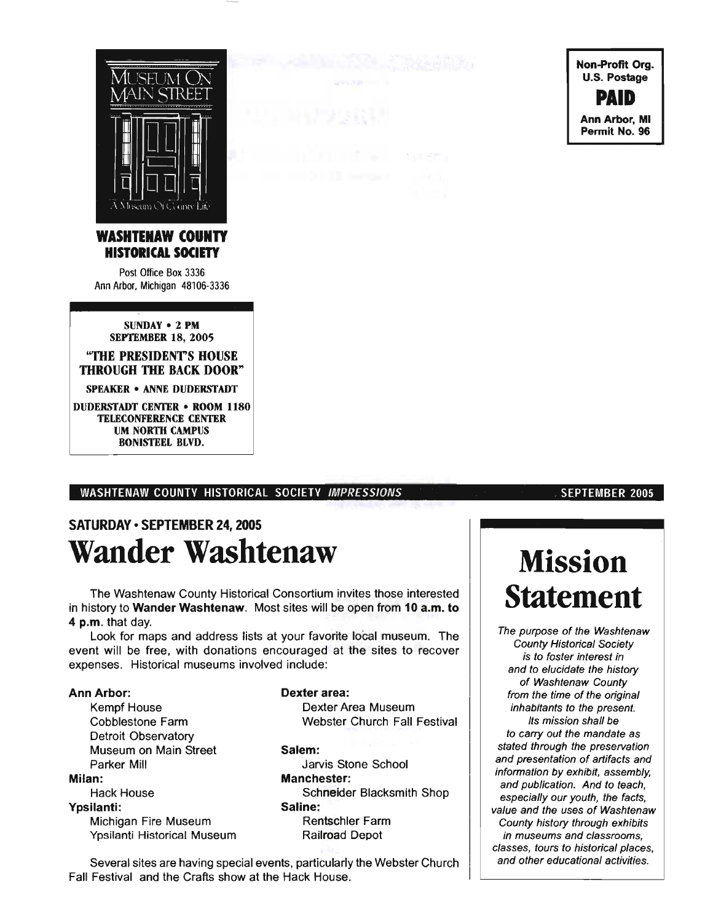Museum On Main Street

A Museum Of County Life

**WASHTENAW COUNTY HISTORICAL SOCIETY**

Post Office Box 3336
Ann Arbor, Michigan 48106-3336

Non-Profit Org.
U.S. Postage
**PAID**
Ann Arbor, MI
Permit No. 96

**SUNDAY • 2 PM**
**SEPTEMBER 18, 2005**

**"THE PRESIDENT'S HOUSE THROUGH THE BACK DOOR"**

**SPEAKER • ANNE DUDERSTADT**

**DUDERSTADT CENTER • ROOM 1180**
**TELECONFERENCE CENTER**
**UM NORTH CAMPUS**
**BONISTEEL BLVD.**

WASHTENAW COUNTY HISTORICAL SOCIETY *IMPRESSIONS* SEPTEMBER 2005

## SATURDAY • SEPTEMBER 24, 2005

# Wander Washtenaw

The Washtenaw County Historical Consortium invites those interested in history to **Wander Washtenaw**. Most sites will be open from **10 a.m. to 4 p.m.** that day.

Look for maps and address lists at your favorite local museum. The event will be free, with donations encouraged at the sites to recover expenses. Historical museums involved include:

**Ann Arbor:**
- Kempf House
- Cobblestone Farm
- Detroit Observatory
- Museum on Main Street
- Parker Mill

**Milan:**
- Hack House

**Ypsilanti:**
- Michigan Fire Museum
- Ypsilanti Historical Museum

**Dexter area:**
- Dexter Area Museum
- Webster Church Fall Festival

**Salem:**
- Jarvis Stone School

**Manchester:**
- Schneider Blacksmith Shop

**Saline:**
- Rentschler Farm
- Railroad Depot

Several sites are having special events, particularly the Webster Church Fall Festival and the Crafts show at the Hack House.

# Mission Statement

*The purpose of the Washtenaw County Historical Society is to foster interest in and to elucidate the history of Washtenaw County from the time of the original inhabitants to the present. Its mission shall be to carry out the mandate as stated through the preservation and presentation of artifacts and information by exhibit, assembly, and publication. And to teach, especially our youth, the facts, value and the uses of Washtenaw County history through exhibits in museums and classrooms, classes, tours to historical places, and other educational activities.*